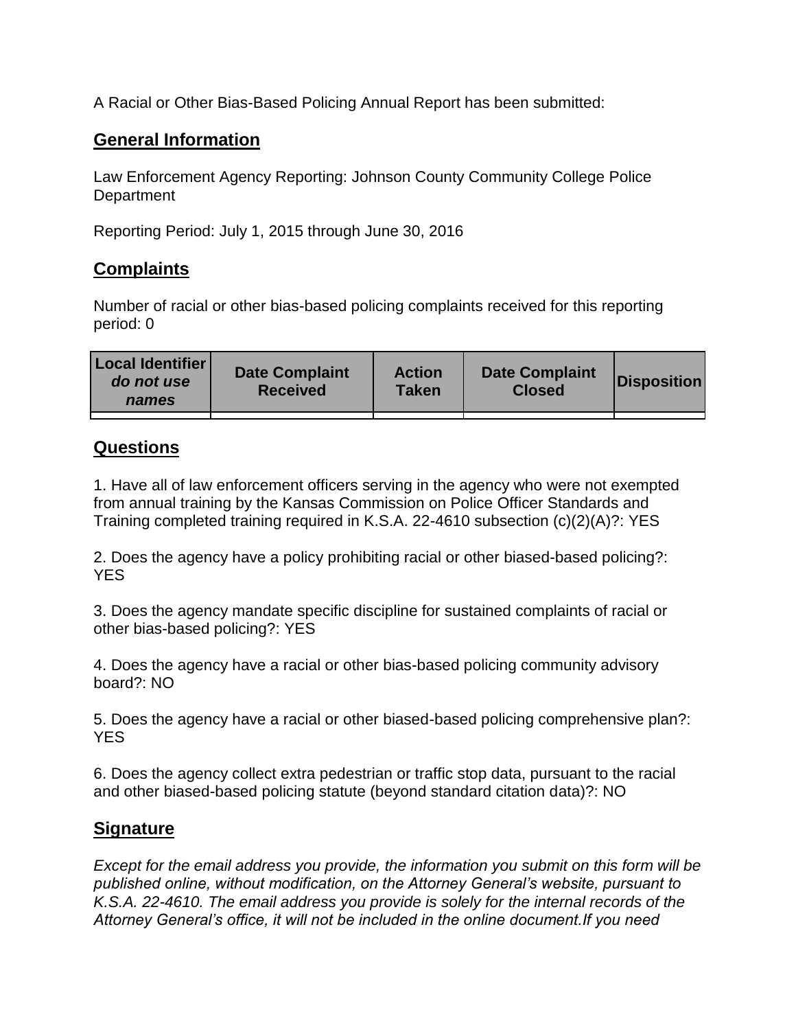A Racial or Other Bias-Based Policing Annual Report has been submitted:

## General Information

Law Enforcement Agency Reporting: Johnson County Community College Police Department

Reporting Period: July 1, 2015 through June 30, 2016

## Complaints

Number of racial or other bias-based policing complaints received for this reporting period: 0

| Local Identifier *do not use names* | Date Complaint Received | Action Taken | Date Complaint Closed | Disposition |
|---|---|---|---|---|
| | | | | |

## Questions

1. Have all of law enforcement officers serving in the agency who were not exempted from annual training by the Kansas Commission on Police Officer Standards and Training completed training required in K.S.A. 22-4610 subsection (c)(2)(A)?: YES

2. Does the agency have a policy prohibiting racial or other biased-based policing?: YES

3. Does the agency mandate specific discipline for sustained complaints of racial or other bias-based policing?: YES

4. Does the agency have a racial or other bias-based policing community advisory board?: NO

5. Does the agency have a racial or other biased-based policing comprehensive plan?: YES

6. Does the agency collect extra pedestrian or traffic stop data, pursuant to the racial and other biased-based policing statute (beyond standard citation data)?: NO

## Signature

*Except for the email address you provide, the information you submit on this form will be published online, without modification, on the Attorney General's website, pursuant to K.S.A. 22-4610. The email address you provide is solely for the internal records of the Attorney General's office, it will not be included in the online document.If you need*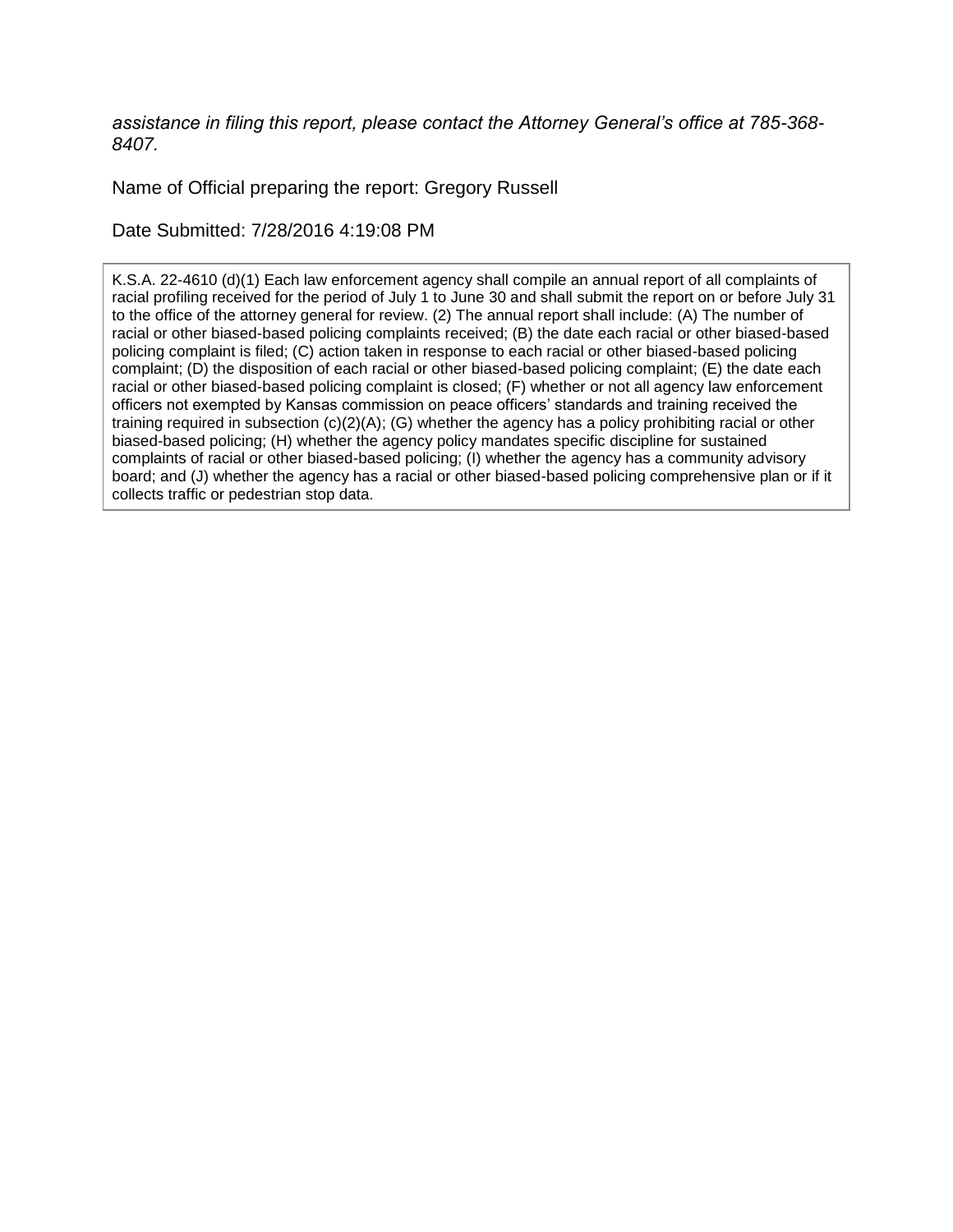*assistance in filing this report, please contact the Attorney General's office at 785-368-8407.*

Name of Official preparing the report: Gregory Russell

Date Submitted: 7/28/2016 4:19:08 PM

K.S.A. 22-4610 (d)(1) Each law enforcement agency shall compile an annual report of all complaints of racial profiling received for the period of July 1 to June 30 and shall submit the report on or before July 31 to the office of the attorney general for review. (2) The annual report shall include: (A) The number of racial or other biased-based policing complaints received; (B) the date each racial or other biased-based policing complaint is filed; (C) action taken in response to each racial or other biased-based policing complaint; (D) the disposition of each racial or other biased-based policing complaint; (E) the date each racial or other biased-based policing complaint is closed; (F) whether or not all agency law enforcement officers not exempted by Kansas commission on peace officers' standards and training received the training required in subsection (c)(2)(A); (G) whether the agency has a policy prohibiting racial or other biased-based policing; (H) whether the agency policy mandates specific discipline for sustained complaints of racial or other biased-based policing; (I) whether the agency has a community advisory board; and (J) whether the agency has a racial or other biased-based policing comprehensive plan or if it collects traffic or pedestrian stop data.